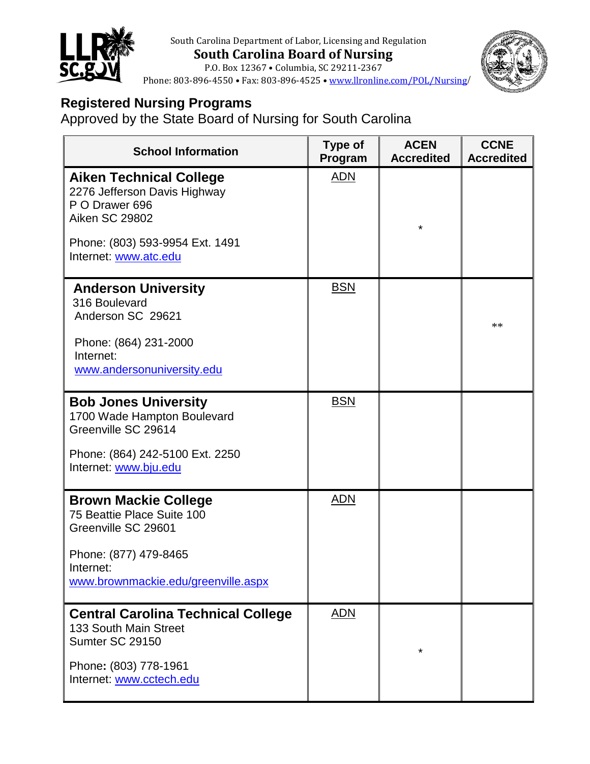South Carolina Department of Labor, Licensing and Regulation

**South Carolina Board of Nursing**

P.O. Box 12367 • Columbia, SC 29211-2367

Phone: 803-896-4550 • Fax: 803-896-4525 • www.llronline.com/POL/Nursing/

## Registered Nursing Programs

Approved by the State Board of Nursing for South Carolina

| School Information | Type of Program | ACEN Accredited | CCNE Accredited |
|---|---|---|---|
| **Aiken Technical College**<br>2276 Jefferson Davis Highway<br>P O Drawer 696<br>Aiken SC 29802<br><br>Phone: (803) 593-9954 Ext. 1491<br>Internet: www.atc.edu | ADN | * | |
| **Anderson University**<br>316 Boulevard<br>Anderson SC 29621<br><br>Phone: (864) 231-2000<br>Internet:<br>www.andersonuniversity.edu | BSN | | ** |
| **Bob Jones University**<br>1700 Wade Hampton Boulevard<br>Greenville SC 29614<br><br>Phone: (864) 242-5100 Ext. 2250<br>Internet: www.bju.edu | BSN | | |
| **Brown Mackie College**<br>75 Beattie Place Suite 100<br>Greenville SC 29601<br><br>Phone: (877) 479-8465<br>Internet:<br>www.brownmackie.edu/greenville.aspx | ADN | | |
| **Central Carolina Technical College**<br>133 South Main Street<br>Sumter SC 29150<br><br>Phone: (803) 778-1961<br>Internet: www.cctech.edu | ADN | * | |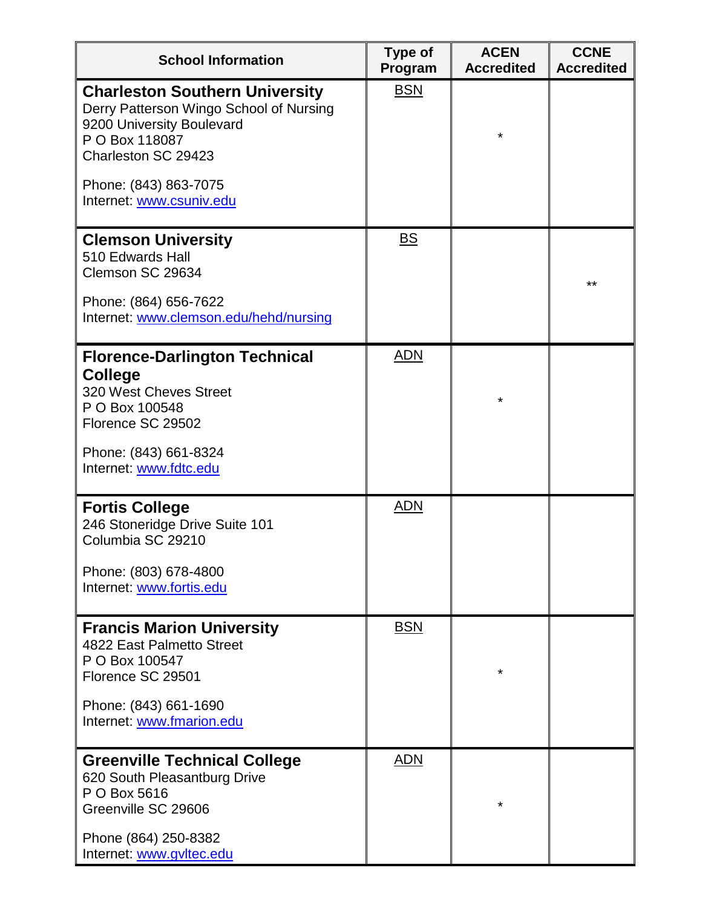| School Information | Type of Program | ACEN Accredited | CCNE Accredited |
|---|---|---|---|
| **Charleston Southern University**<br>Derry Patterson Wingo School of Nursing<br>9200 University Boulevard<br>P O Box 118087<br>Charleston SC 29423<br><br>Phone: (843) 863-7075<br>Internet: www.csuniv.edu | BSN | * | |
| **Clemson University**<br>510 Edwards Hall<br>Clemson SC 29634<br><br>Phone: (864) 656-7622<br>Internet: www.clemson.edu/hehd/nursing | BS | | ** |
| **Florence-Darlington Technical College**<br>320 West Cheves Street<br>P O Box 100548<br>Florence SC 29502<br><br>Phone: (843) 661-8324<br>Internet: www.fdtc.edu | ADN | * | |
| **Fortis College**<br>246 Stoneridge Drive Suite 101<br>Columbia SC 29210<br><br>Phone: (803) 678-4800<br>Internet: www.fortis.edu | ADN | | |
| **Francis Marion University**<br>4822 East Palmetto Street<br>P O Box 100547<br>Florence SC 29501<br><br>Phone: (843) 661-1690<br>Internet: www.fmarion.edu | BSN | * | |
| **Greenville Technical College**<br>620 South Pleasantburg Drive<br>P O Box 5616<br>Greenville SC 29606<br><br>Phone (864) 250-8382<br>Internet: www.gvltec.edu | ADN | * | |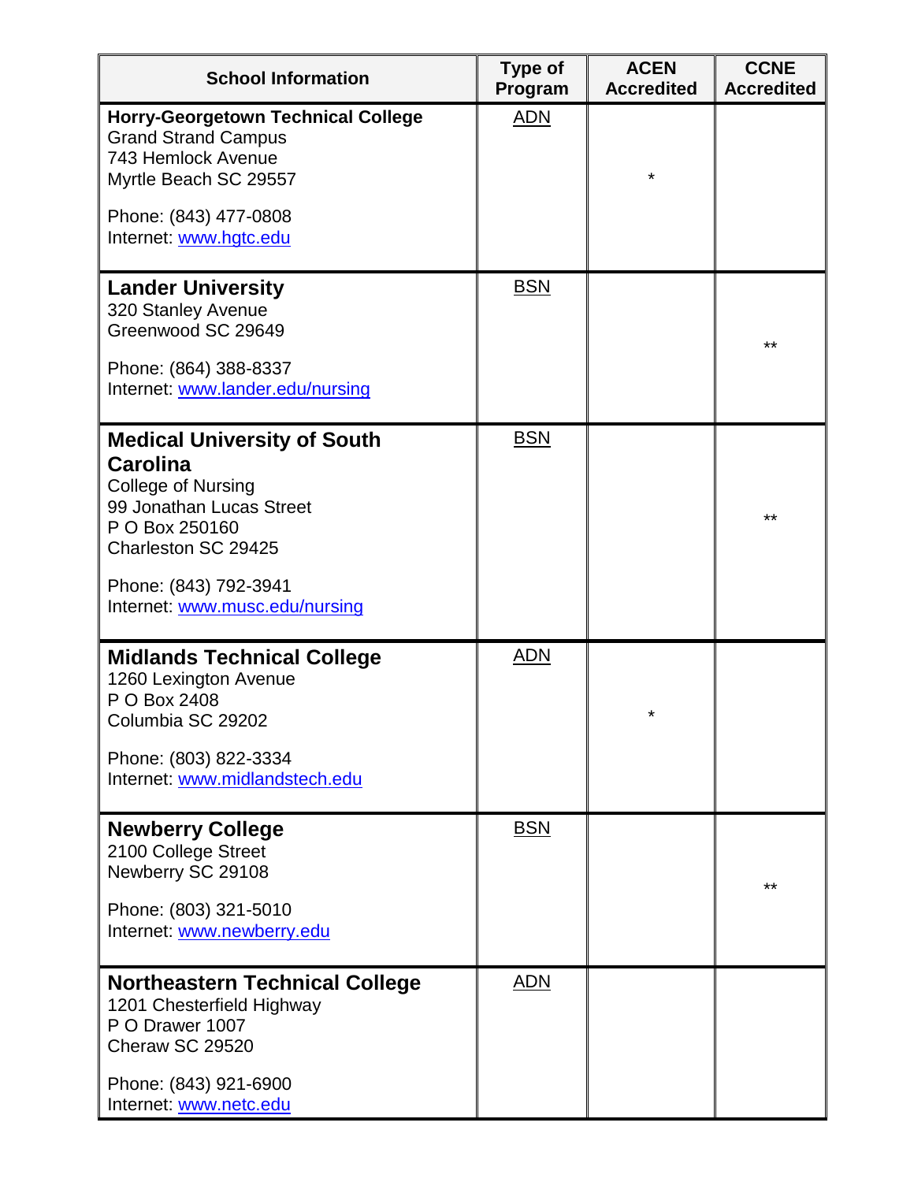| School Information | Type of Program | ACEN Accredited | CCNE Accredited |
|---|---|---|---|
| **Horry-Georgetown Technical College**<br>Grand Strand Campus<br>743 Hemlock Avenue<br>Myrtle Beach SC 29557<br><br>Phone: (843) 477-0808<br>Internet: www.hgtc.edu | ADN | * | |
| **Lander University**<br>320 Stanley Avenue<br>Greenwood SC 29649<br><br>Phone: (864) 388-8337<br>Internet: www.lander.edu/nursing | BSN | | ** |
| **Medical University of South Carolina**<br>College of Nursing<br>99 Jonathan Lucas Street<br>P O Box 250160<br>Charleston SC 29425<br><br>Phone: (843) 792-3941<br>Internet: www.musc.edu/nursing | BSN | | ** |
| **Midlands Technical College**<br>1260 Lexington Avenue<br>P O Box 2408<br>Columbia SC 29202<br><br>Phone: (803) 822-3334<br>Internet: www.midlandstech.edu | ADN | * | |
| **Newberry College**<br>2100 College Street<br>Newberry SC 29108<br><br>Phone: (803) 321-5010<br>Internet: www.newberry.edu | BSN | | ** |
| **Northeastern Technical College**<br>1201 Chesterfield Highway<br>P O Drawer 1007<br>Cheraw SC 29520<br><br>Phone: (843) 921-6900<br>Internet: www.netc.edu | ADN | | |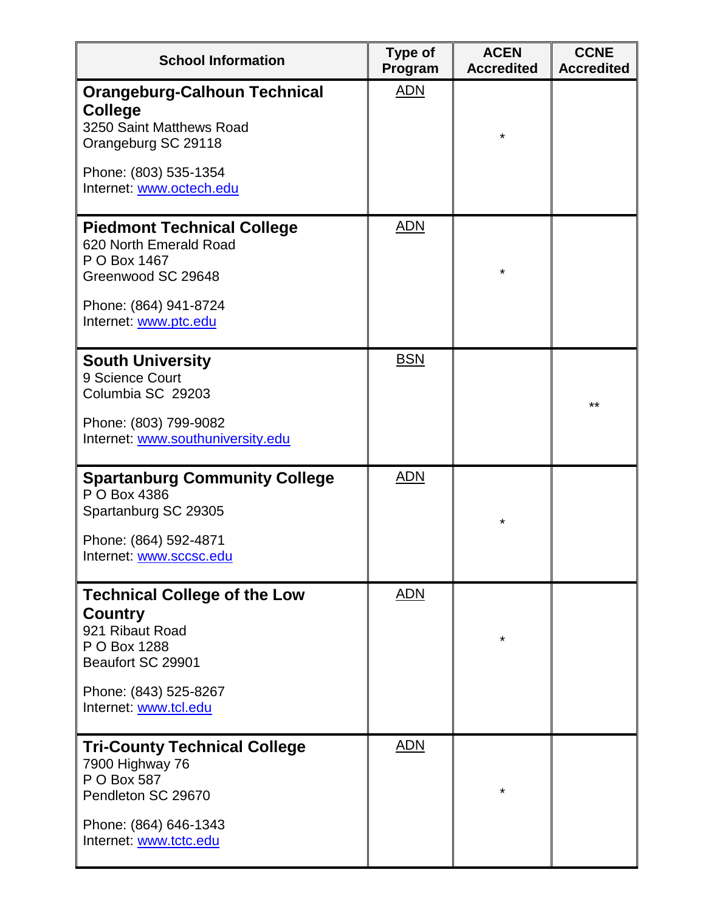| School Information | Type of Program | ACEN Accredited | CCNE Accredited |
|---|---|---|---|
| **Orangeburg-Calhoun Technical College**<br>3250 Saint Matthews Road<br>Orangeburg SC 29118<br><br>Phone: (803) 535-1354<br>Internet: [www.octech.edu](http://www.octech.edu) | ADN | * | |
| **Piedmont Technical College**<br>620 North Emerald Road<br>P O Box 1467<br>Greenwood SC 29648<br><br>Phone: (864) 941-8724<br>Internet: [www.ptc.edu](http://www.ptc.edu) | ADN | * | |
| **South University**<br>9 Science Court<br>Columbia SC 29203<br><br>Phone: (803) 799-9082<br>Internet: [www.southuniversity.edu](http://www.southuniversity.edu) | BSN | | ** |
| **Spartanburg Community College**<br>P O Box 4386<br>Spartanburg SC 29305<br><br>Phone: (864) 592-4871<br>Internet: [www.sccsc.edu](http://www.sccsc.edu) | ADN | * | |
| **Technical College of the Low Country**<br>921 Ribaut Road<br>P O Box 1288<br>Beaufort SC 29901<br><br>Phone: (843) 525-8267<br>Internet: [www.tcl.edu](http://www.tcl.edu) | ADN | * | |
| **Tri-County Technical College**<br>7900 Highway 76<br>P O Box 587<br>Pendleton SC 29670<br><br>Phone: (864) 646-1343<br>Internet: [www.tctc.edu](http://www.tctc.edu) | ADN | * | |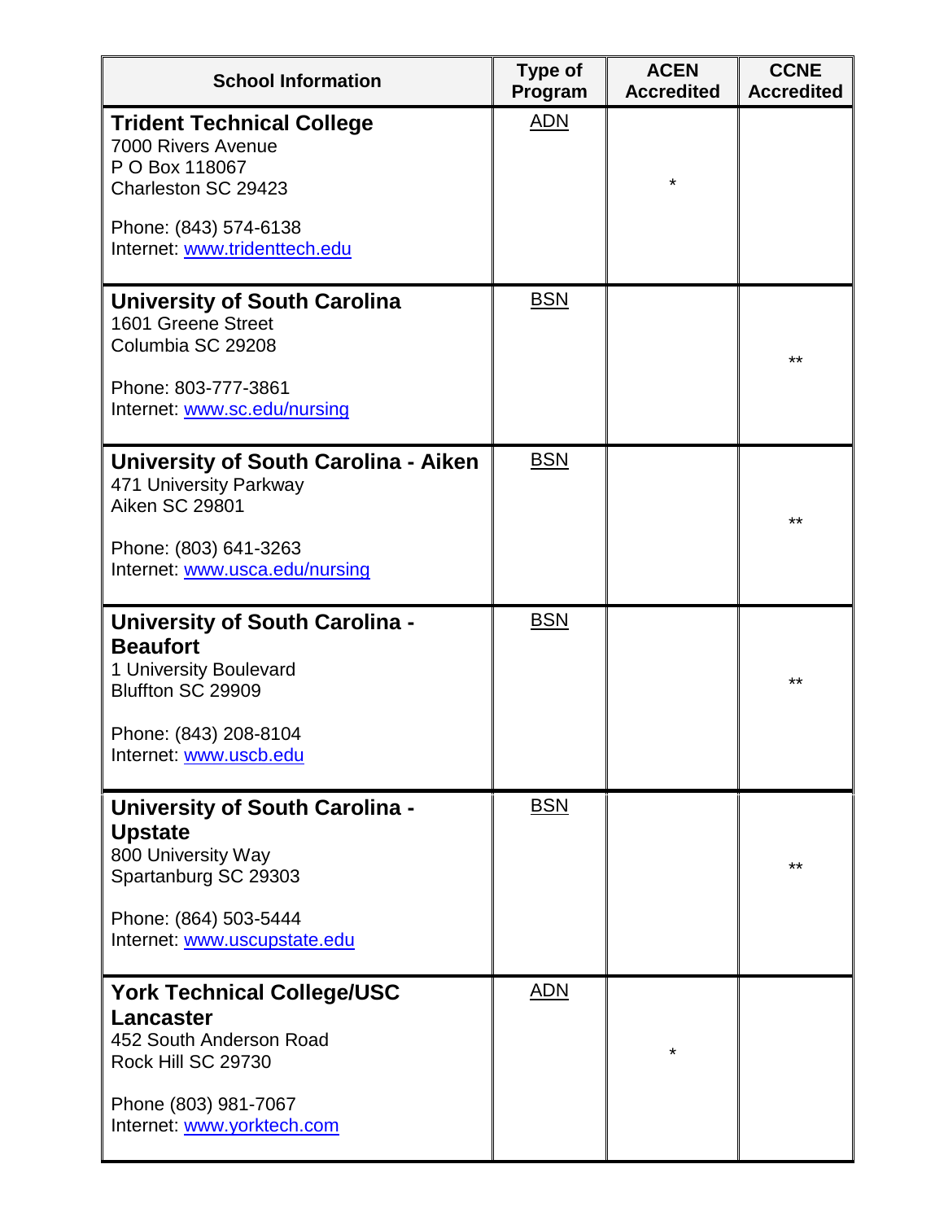| School Information | Type of Program | ACEN Accredited | CCNE Accredited |
|---|---|---|---|
| **Trident Technical College**<br>7000 Rivers Avenue<br>P O Box 118067<br>Charleston SC 29423<br><br>Phone: (843) 574-6138<br>Internet: www.tridenttech.edu | ADN | * | |
| **University of South Carolina**<br>1601 Greene Street<br>Columbia SC 29208<br><br>Phone: 803-777-3861<br>Internet: www.sc.edu/nursing | BSN | | ** |
| **University of South Carolina - Aiken**<br>471 University Parkway<br>Aiken SC 29801<br><br>Phone: (803) 641-3263<br>Internet: www.usca.edu/nursing | BSN | | ** |
| **University of South Carolina - Beaufort**<br>1 University Boulevard<br>Bluffton SC 29909<br><br>Phone: (843) 208-8104<br>Internet: www.uscb.edu | BSN | | ** |
| **University of South Carolina - Upstate**<br>800 University Way<br>Spartanburg SC 29303<br><br>Phone: (864) 503-5444<br>Internet: www.uscupstate.edu | BSN | | ** |
| **York Technical College/USC Lancaster**<br>452 South Anderson Road<br>Rock Hill SC 29730<br><br>Phone (803) 981-7067<br>Internet: www.yorktech.com | ADN | * | |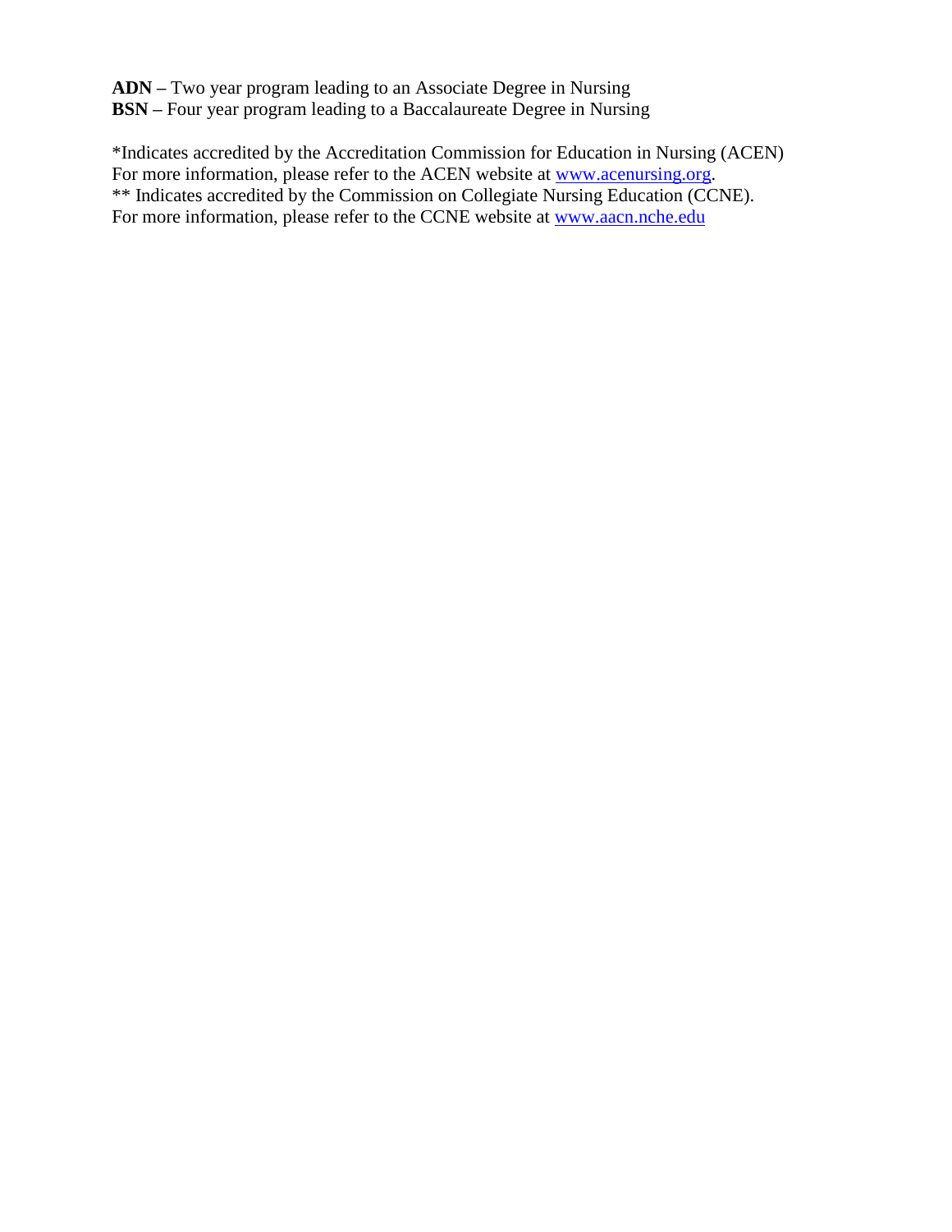**ADN –** Two year program leading to an Associate Degree in Nursing
**BSN –** Four year program leading to a Baccalaureate Degree in Nursing

*Indicates accredited by the Accreditation Commission for Education in Nursing (ACEN)
For more information, please refer to the ACEN website at www.acenursing.org.
** Indicates accredited by the Commission on Collegiate Nursing Education (CCNE).
For more information, please refer to the CCNE website at www.aacn.nche.edu